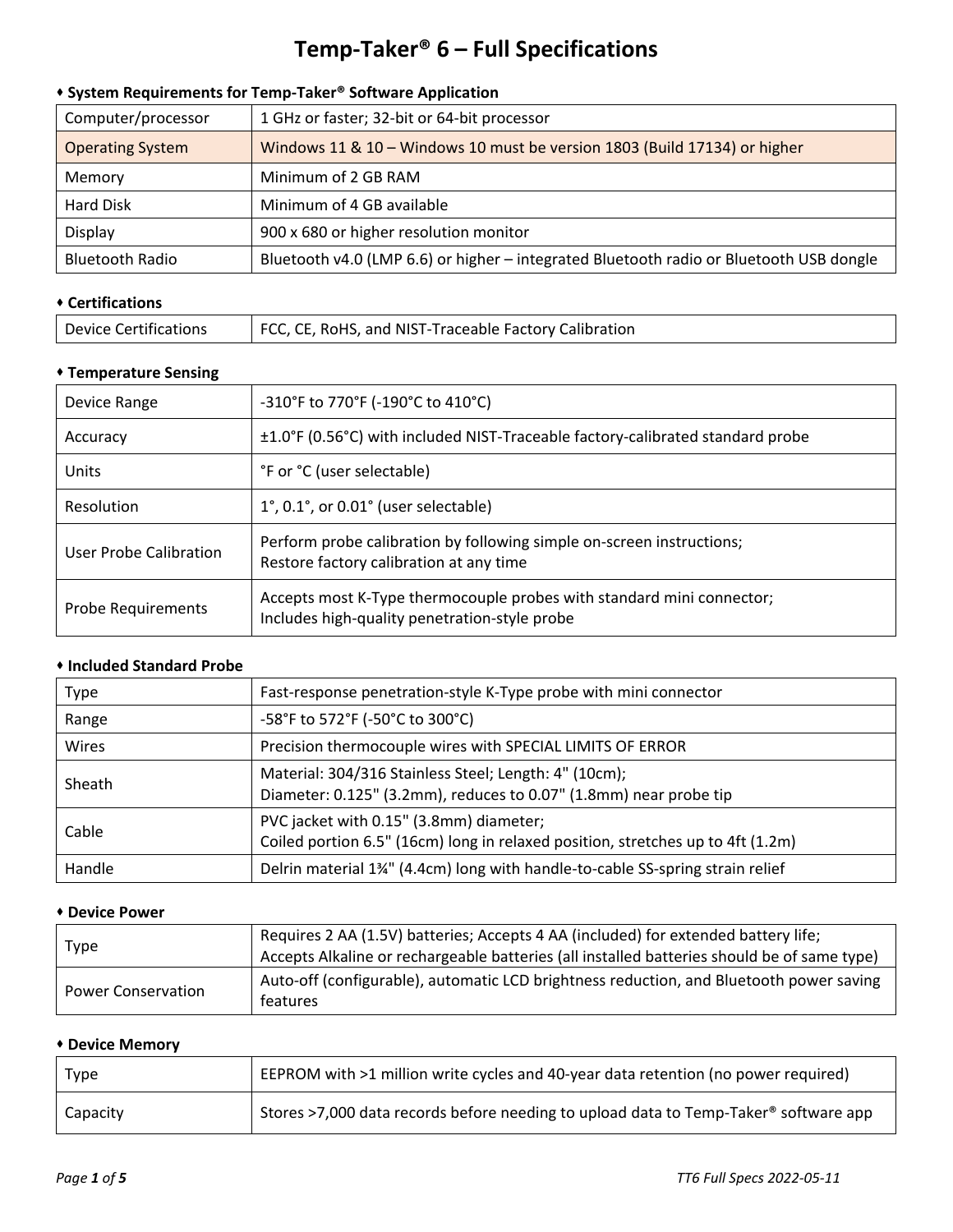# Temp-Taker® 6 – Full Specifications

### ⬩ System Requirements for Temp-Taker® Software Application

| | |
|---|---|
| Computer/processor | 1 GHz or faster; 32-bit or 64-bit processor |
| Operating System | Windows 11 & 10 – Windows 10 must be version 1803 (Build 17134) or higher |
| Memory | Minimum of 2 GB RAM |
| Hard Disk | Minimum of 4 GB available |
| Display | 900 x 680 or higher resolution monitor |
| Bluetooth Radio | Bluetooth v4.0 (LMP 6.6) or higher – integrated Bluetooth radio or Bluetooth USB dongle |

### ⬩ Certifications

| | |
|---|---|
| Device Certifications | FCC, CE, RoHS, and NIST-Traceable Factory Calibration |

### ⬩ Temperature Sensing

| | |
|---|---|
| Device Range | -310°F to 770°F (-190°C to 410°C) |
| Accuracy | ±1.0°F (0.56°C) with included NIST-Traceable factory-calibrated standard probe |
| Units | °F or °C (user selectable) |
| Resolution | 1°, 0.1°, or 0.01° (user selectable) |
| User Probe Calibration | Perform probe calibration by following simple on-screen instructions;<br>Restore factory calibration at any time |
| Probe Requirements | Accepts most K-Type thermocouple probes with standard mini connector;<br>Includes high-quality penetration-style probe |

### ⬩ Included Standard Probe

| | |
|---|---|
| Type | Fast-response penetration-style K-Type probe with mini connector |
| Range | -58°F to 572°F (-50°C to 300°C) |
| Wires | Precision thermocouple wires with SPECIAL LIMITS OF ERROR |
| Sheath | Material: 304/316 Stainless Steel; Length: 4" (10cm);<br>Diameter: 0.125" (3.2mm), reduces to 0.07" (1.8mm) near probe tip |
| Cable | PVC jacket with 0.15" (3.8mm) diameter;<br>Coiled portion 6.5" (16cm) long in relaxed position, stretches up to 4ft (1.2m) |
| Handle | Delrin material 1¾" (4.4cm) long with handle-to-cable SS-spring strain relief |

### ⬩ Device Power

| | |
|---|---|
| Type | Requires 2 AA (1.5V) batteries; Accepts 4 AA (included) for extended battery life;<br>Accepts Alkaline or rechargeable batteries (all installed batteries should be of same type) |
| Power Conservation | Auto-off (configurable), automatic LCD brightness reduction, and Bluetooth power saving features |

### ⬩ Device Memory

| | |
|---|---|
| Type | EEPROM with >1 million write cycles and 40-year data retention (no power required) |
| Capacity | Stores >7,000 data records before needing to upload data to Temp-Taker® software app |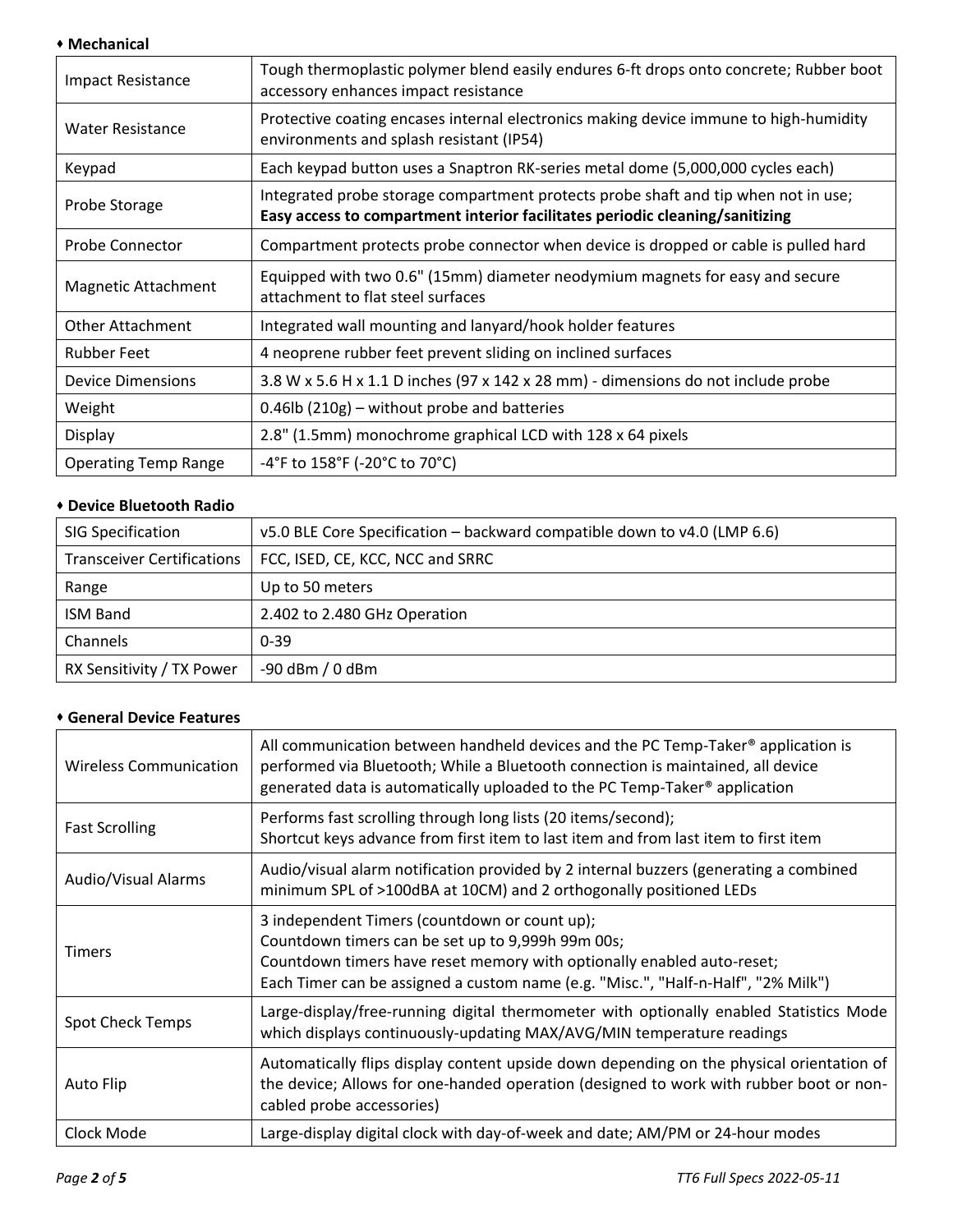### ♦ Mechanical

| | |
|---|---|
| Impact Resistance | Tough thermoplastic polymer blend easily endures 6-ft drops onto concrete; Rubber boot accessory enhances impact resistance |
| Water Resistance | Protective coating encases internal electronics making device immune to high-humidity environments and splash resistant (IP54) |
| Keypad | Each keypad button uses a Snaptron RK-series metal dome (5,000,000 cycles each) |
| Probe Storage | Integrated probe storage compartment protects probe shaft and tip when not in use; **Easy access to compartment interior facilitates periodic cleaning/sanitizing** |
| Probe Connector | Compartment protects probe connector when device is dropped or cable is pulled hard |
| Magnetic Attachment | Equipped with two 0.6" (15mm) diameter neodymium magnets for easy and secure attachment to flat steel surfaces |
| Other Attachment | Integrated wall mounting and lanyard/hook holder features |
| Rubber Feet | 4 neoprene rubber feet prevent sliding on inclined surfaces |
| Device Dimensions | 3.8 W x 5.6 H x 1.1 D inches (97 x 142 x 28 mm) - dimensions do not include probe |
| Weight | 0.46lb (210g) – without probe and batteries |
| Display | 2.8" (1.5mm) monochrome graphical LCD with 128 x 64 pixels |
| Operating Temp Range | -4°F to 158°F (-20°C to 70°C) |

### ♦ Device Bluetooth Radio

| | |
|---|---|
| SIG Specification | v5.0 BLE Core Specification – backward compatible down to v4.0 (LMP 6.6) |
| Transceiver Certifications | FCC, ISED, CE, KCC, NCC and SRRC |
| Range | Up to 50 meters |
| ISM Band | 2.402 to 2.480 GHz Operation |
| Channels | 0-39 |
| RX Sensitivity / TX Power | -90 dBm / 0 dBm |

### ♦ General Device Features

| | |
|---|---|
| Wireless Communication | All communication between handheld devices and the PC Temp-Taker® application is performed via Bluetooth; While a Bluetooth connection is maintained, all device generated data is automatically uploaded to the PC Temp-Taker® application |
| Fast Scrolling | Performs fast scrolling through long lists (20 items/second);<br>Shortcut keys advance from first item to last item and from last item to first item |
| Audio/Visual Alarms | Audio/visual alarm notification provided by 2 internal buzzers (generating a combined minimum SPL of >100dBA at 10CM) and 2 orthogonally positioned LEDs |
| Timers | 3 independent Timers (countdown or count up);<br>Countdown timers can be set up to 9,999h 99m 00s;<br>Countdown timers have reset memory with optionally enabled auto-reset;<br>Each Timer can be assigned a custom name (e.g. "Misc.", "Half-n-Half", "2% Milk") |
| Spot Check Temps | Large-display/free-running digital thermometer with optionally enabled Statistics Mode which displays continuously-updating MAX/AVG/MIN temperature readings |
| Auto Flip | Automatically flips display content upside down depending on the physical orientation of the device; Allows for one-handed operation (designed to work with rubber boot or non-cabled probe accessories) |
| Clock Mode | Large-display digital clock with day-of-week and date; AM/PM or 24-hour modes |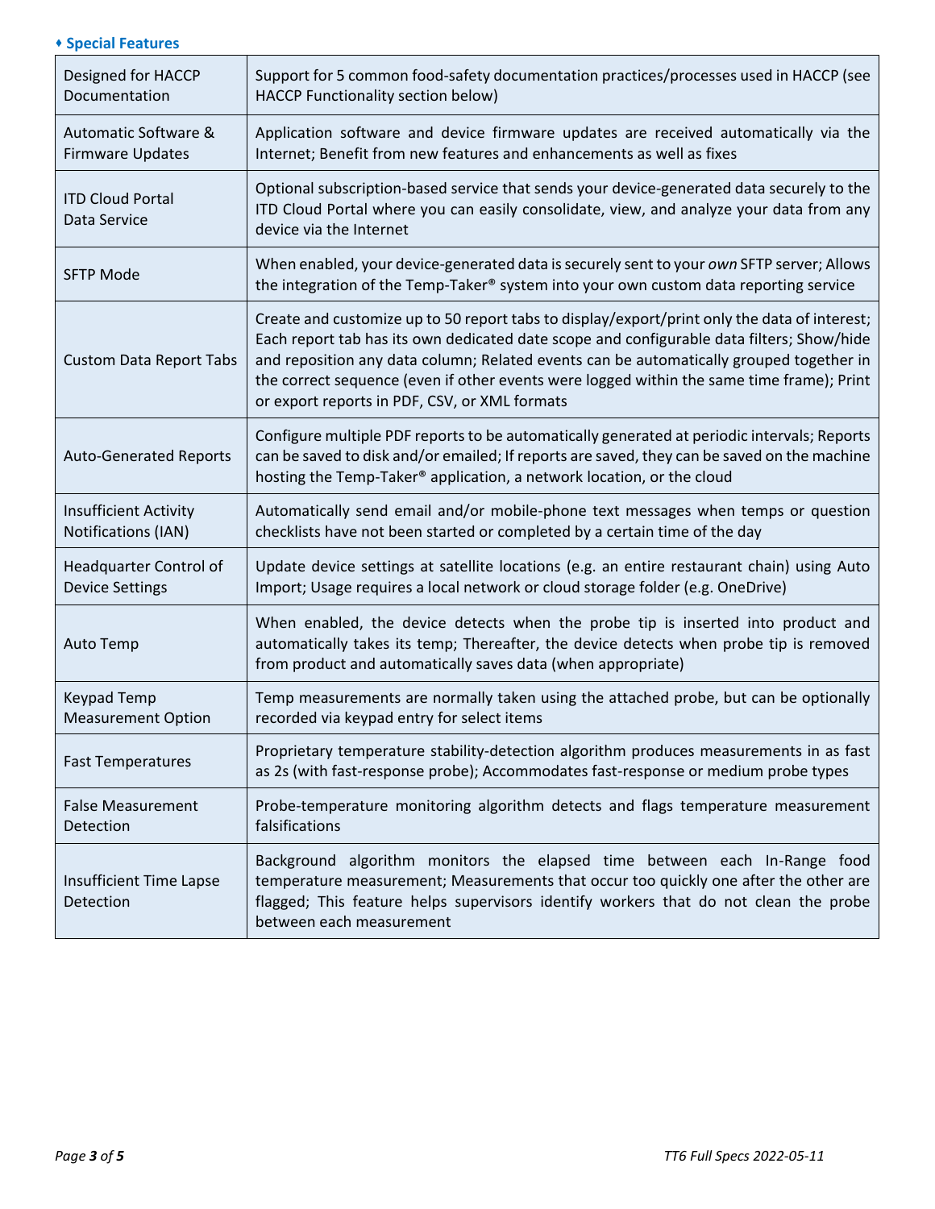### ♦ Special Features

| Feature | Description |
| --- | --- |
| Designed for HACCP Documentation | Support for 5 common food-safety documentation practices/processes used in HACCP (see HACCP Functionality section below) |
| Automatic Software & Firmware Updates | Application software and device firmware updates are received automatically via the Internet; Benefit from new features and enhancements as well as fixes |
| ITD Cloud Portal Data Service | Optional subscription-based service that sends your device-generated data securely to the ITD Cloud Portal where you can easily consolidate, view, and analyze your data from any device via the Internet |
| SFTP Mode | When enabled, your device-generated data is securely sent to your *own* SFTP server; Allows the integration of the Temp-Taker® system into your own custom data reporting service |
| Custom Data Report Tabs | Create and customize up to 50 report tabs to display/export/print only the data of interest; Each report tab has its own dedicated date scope and configurable data filters; Show/hide and reposition any data column; Related events can be automatically grouped together in the correct sequence (even if other events were logged within the same time frame); Print or export reports in PDF, CSV, or XML formats |
| Auto-Generated Reports | Configure multiple PDF reports to be automatically generated at periodic intervals; Reports can be saved to disk and/or emailed; If reports are saved, they can be saved on the machine hosting the Temp-Taker® application, a network location, or the cloud |
| Insufficient Activity Notifications (IAN) | Automatically send email and/or mobile-phone text messages when temps or question checklists have not been started or completed by a certain time of the day |
| Headquarter Control of Device Settings | Update device settings at satellite locations (e.g. an entire restaurant chain) using Auto Import; Usage requires a local network or cloud storage folder (e.g. OneDrive) |
| Auto Temp | When enabled, the device detects when the probe tip is inserted into product and automatically takes its temp; Thereafter, the device detects when probe tip is removed from product and automatically saves data (when appropriate) |
| Keypad Temp Measurement Option | Temp measurements are normally taken using the attached probe, but can be optionally recorded via keypad entry for select items |
| Fast Temperatures | Proprietary temperature stability-detection algorithm produces measurements in as fast as 2s (with fast-response probe); Accommodates fast-response or medium probe types |
| False Measurement Detection | Probe-temperature monitoring algorithm detects and flags temperature measurement falsifications |
| Insufficient Time Lapse Detection | Background algorithm monitors the elapsed time between each In-Range food temperature measurement; Measurements that occur too quickly one after the other are flagged; This feature helps supervisors identify workers that do not clean the probe between each measurement |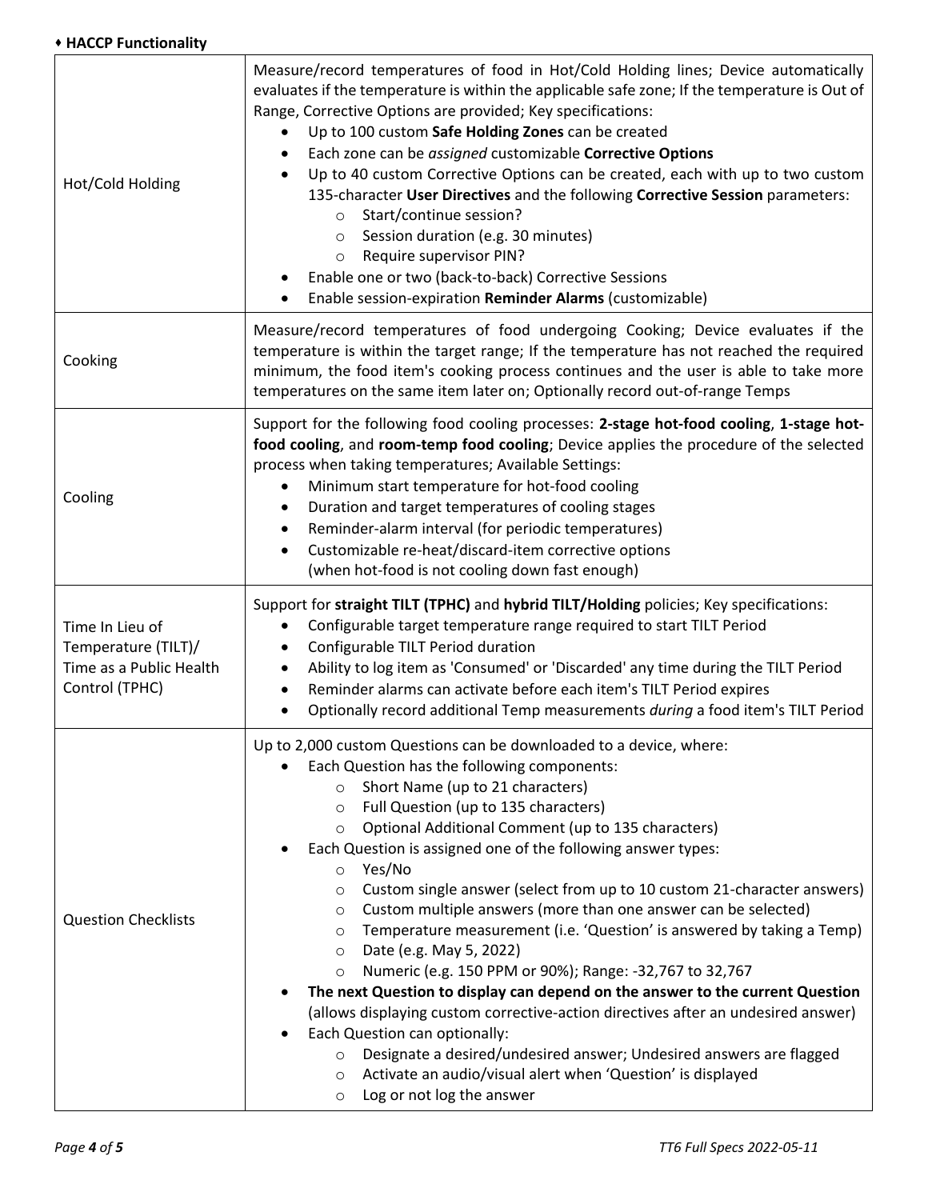**♦ HACCP Functionality**

| | |
|---|---|
| Hot/Cold Holding | Measure/record temperatures of food in Hot/Cold Holding lines; Device automatically evaluates if the temperature is within the applicable safe zone; If the temperature is Out of Range, Corrective Options are provided; Key specifications:<br>• Up to 100 custom **Safe Holding Zones** can be created<br>• Each zone can be *assigned* customizable **Corrective Options**<br>• Up to 40 custom Corrective Options can be created, each with up to two custom 135-character **User Directives** and the following **Corrective Session** parameters:<br>  ○ Start/continue session?<br>  ○ Session duration (e.g. 30 minutes)<br>  ○ Require supervisor PIN?<br>• Enable one or two (back-to-back) Corrective Sessions<br>• Enable session-expiration **Reminder Alarms** (customizable) |
| Cooking | Measure/record temperatures of food undergoing Cooking; Device evaluates if the temperature is within the target range; If the temperature has not reached the required minimum, the food item's cooking process continues and the user is able to take more temperatures on the same item later on; Optionally record out-of-range Temps |
| Cooling | Support for the following food cooling processes: **2-stage hot-food cooling**, **1-stage hot-food cooling**, and **room-temp food cooling**; Device applies the procedure of the selected process when taking temperatures; Available Settings:<br>• Minimum start temperature for hot-food cooling<br>• Duration and target temperatures of cooling stages<br>• Reminder-alarm interval (for periodic temperatures)<br>• Customizable re-heat/discard-item corrective options (when hot-food is not cooling down fast enough) |
| Time In Lieu of Temperature (TILT)/ Time as a Public Health Control (TPHC) | Support for **straight TILT (TPHC)** and **hybrid TILT/Holding** policies; Key specifications:<br>• Configurable target temperature range required to start TILT Period<br>• Configurable TILT Period duration<br>• Ability to log item as 'Consumed' or 'Discarded' any time during the TILT Period<br>• Reminder alarms can activate before each item's TILT Period expires<br>• Optionally record additional Temp measurements *during* a food item's TILT Period |
| Question Checklists | Up to 2,000 custom Questions can be downloaded to a device, where:<br>• Each Question has the following components:<br>  ○ Short Name (up to 21 characters)<br>  ○ Full Question (up to 135 characters)<br>  ○ Optional Additional Comment (up to 135 characters)<br>• Each Question is assigned one of the following answer types:<br>  ○ Yes/No<br>  ○ Custom single answer (select from up to 10 custom 21-character answers)<br>  ○ Custom multiple answers (more than one answer can be selected)<br>  ○ Temperature measurement (i.e. 'Question' is answered by taking a Temp)<br>  ○ Date (e.g. May 5, 2022)<br>  ○ Numeric (e.g. 150 PPM or 90%); Range: -32,767 to 32,767<br>• **The next Question to display can depend on the answer to the current Question** (allows displaying custom corrective-action directives after an undesired answer)<br>• Each Question can optionally:<br>  ○ Designate a desired/undesired answer; Undesired answers are flagged<br>  ○ Activate an audio/visual alert when 'Question' is displayed<br>  ○ Log or not log the answer |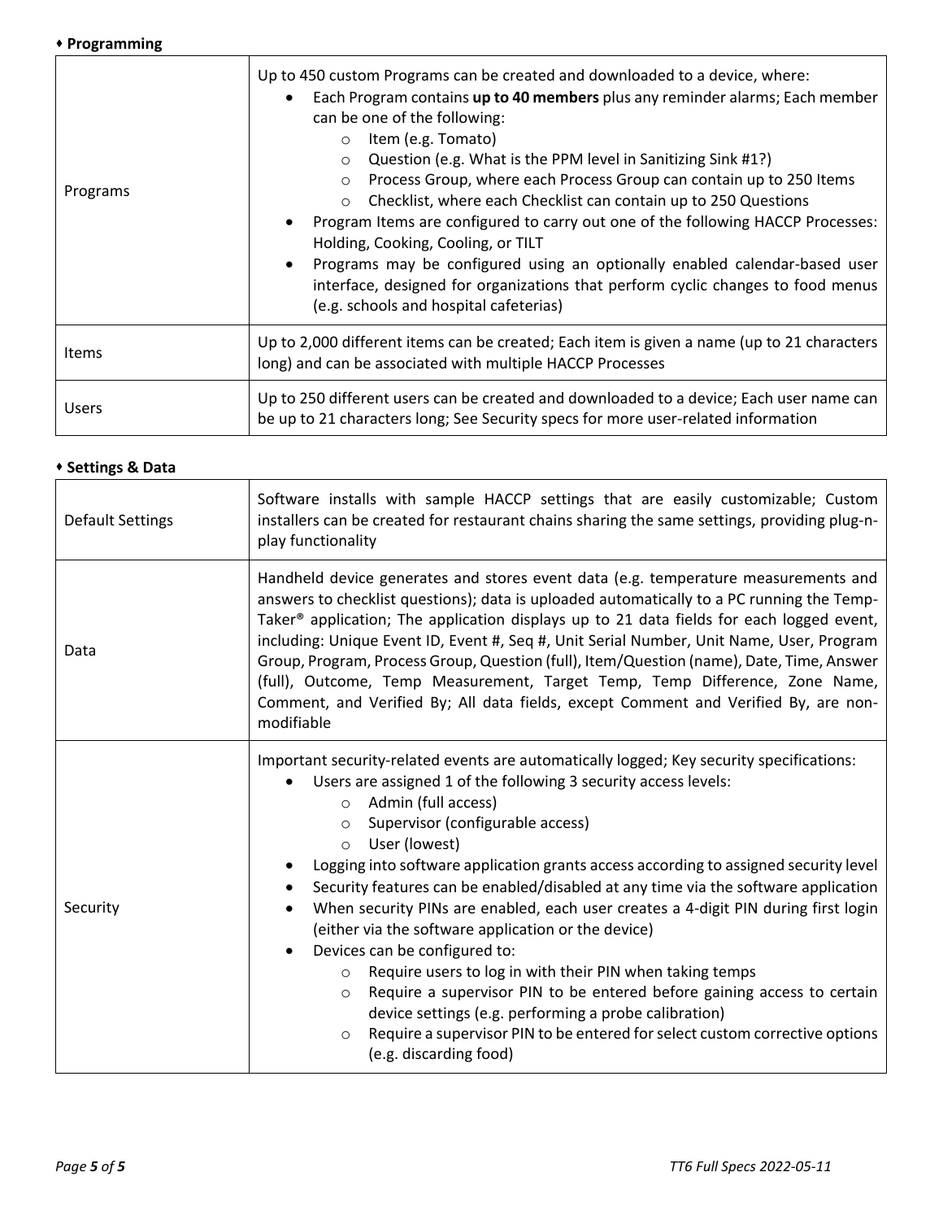### ⬩ Programming

| | |
|---|---|
| Programs | Up to 450 custom Programs can be created and downloaded to a device, where:<br>• Each Program contains **up to 40 members** plus any reminder alarms; Each member can be one of the following:<br>  ○ Item (e.g. Tomato)<br>  ○ Question (e.g. What is the PPM level in Sanitizing Sink #1?)<br>  ○ Process Group, where each Process Group can contain up to 250 Items<br>  ○ Checklist, where each Checklist can contain up to 250 Questions<br>• Program Items are configured to carry out one of the following HACCP Processes: Holding, Cooking, Cooling, or TILT<br>• Programs may be configured using an optionally enabled calendar-based user interface, designed for organizations that perform cyclic changes to food menus (e.g. schools and hospital cafeterias) |
| Items | Up to 2,000 different items can be created; Each item is given a name (up to 21 characters long) and can be associated with multiple HACCP Processes |
| Users | Up to 250 different users can be created and downloaded to a device; Each user name can be up to 21 characters long; See Security specs for more user-related information |

### ⬩ Settings & Data

| | |
|---|---|
| Default Settings | Software installs with sample HACCP settings that are easily customizable; Custom installers can be created for restaurant chains sharing the same settings, providing plug-n-play functionality |
| Data | Handheld device generates and stores event data (e.g. temperature measurements and answers to checklist questions); data is uploaded automatically to a PC running the Temp-Taker® application; The application displays up to 21 data fields for each logged event, including: Unique Event ID, Event #, Seq #, Unit Serial Number, Unit Name, User, Program Group, Program, Process Group, Question (full), Item/Question (name), Date, Time, Answer (full), Outcome, Temp Measurement, Target Temp, Temp Difference, Zone Name, Comment, and Verified By; All data fields, except Comment and Verified By, are non-modifiable |
| Security | Important security-related events are automatically logged; Key security specifications:<br>• Users are assigned 1 of the following 3 security access levels:<br>  ○ Admin (full access)<br>  ○ Supervisor (configurable access)<br>  ○ User (lowest)<br>• Logging into software application grants access according to assigned security level<br>• Security features can be enabled/disabled at any time via the software application<br>• When security PINs are enabled, each user creates a 4-digit PIN during first login (either via the software application or the device)<br>• Devices can be configured to:<br>  ○ Require users to log in with their PIN when taking temps<br>  ○ Require a supervisor PIN to be entered before gaining access to certain device settings (e.g. performing a probe calibration)<br>  ○ Require a supervisor PIN to be entered for select custom corrective options (e.g. discarding food) |